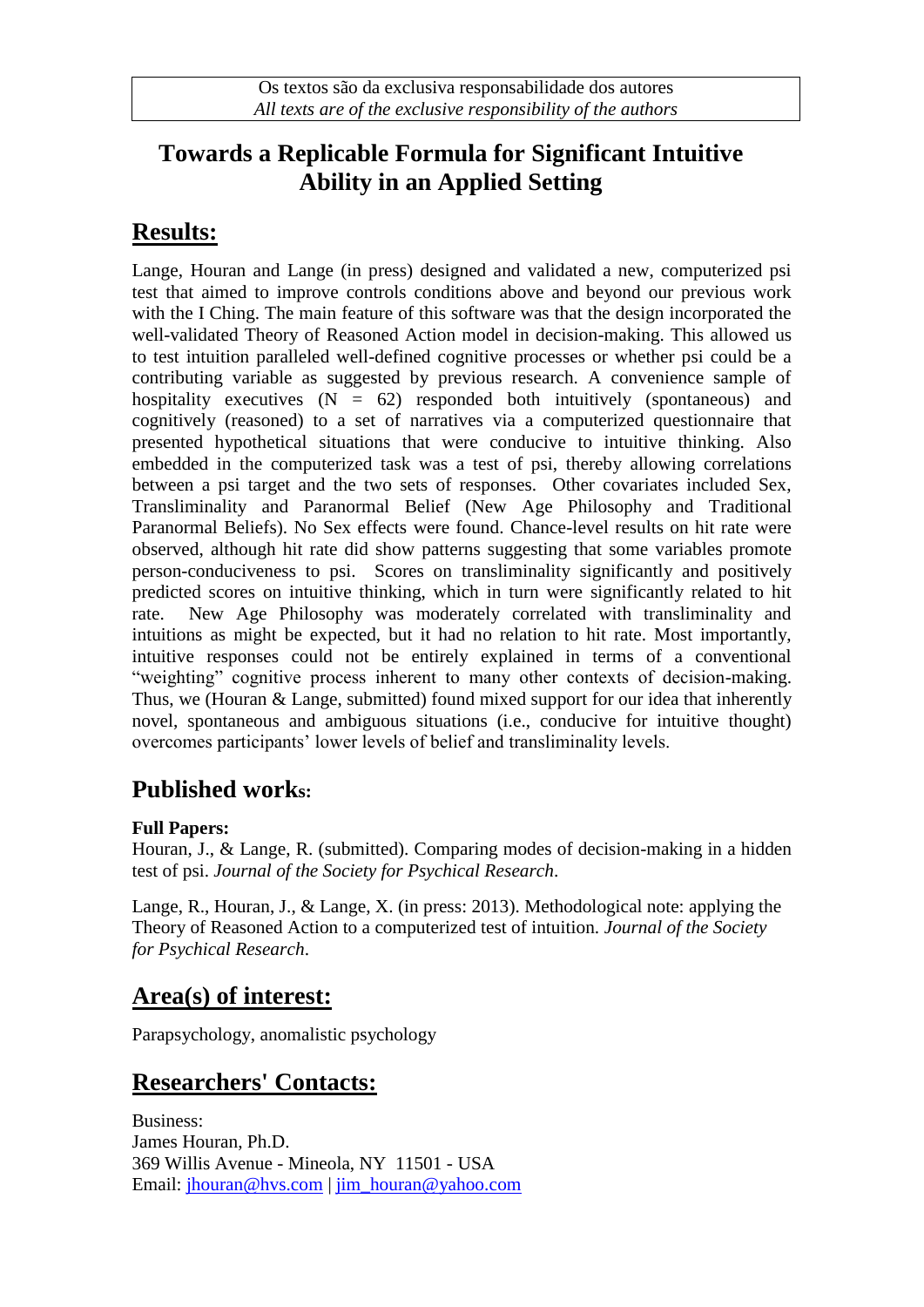Os textos são da exclusiva responsabilidade dos autores
*All texts are of the exclusive responsibility of the authors*

# Towards a Replicable Formula for Significant Intuitive Ability in an Applied Setting

## Results:

Lange, Houran and Lange (in press) designed and validated a new, computerized psi test that aimed to improve controls conditions above and beyond our previous work with the I Ching. The main feature of this software was that the design incorporated the well-validated Theory of Reasoned Action model in decision-making. This allowed us to test intuition paralleled well-defined cognitive processes or whether psi could be a contributing variable as suggested by previous research. A convenience sample of hospitality executives (N = 62) responded both intuitively (spontaneous) and cognitively (reasoned) to a set of narratives via a computerized questionnaire that presented hypothetical situations that were conducive to intuitive thinking. Also embedded in the computerized task was a test of psi, thereby allowing correlations between a psi target and the two sets of responses. Other covariates included Sex, Transliminality and Paranormal Belief (New Age Philosophy and Traditional Paranormal Beliefs). No Sex effects were found. Chance-level results on hit rate were observed, although hit rate did show patterns suggesting that some variables promote person-conduciveness to psi. Scores on transliminality significantly and positively predicted scores on intuitive thinking, which in turn were significantly related to hit rate. New Age Philosophy was moderately correlated with transliminality and intuitions as might be expected, but it had no relation to hit rate. Most importantly, intuitive responses could not be entirely explained in terms of a conventional "weighting" cognitive process inherent to many other contexts of decision-making. Thus, we (Houran & Lange, submitted) found mixed support for our idea that inherently novel, spontaneous and ambiguous situations (i.e., conducive for intuitive thought) overcomes participants' lower levels of belief and transliminality levels.

## Published works:

**Full Papers:**

Houran, J., & Lange, R. (submitted). Comparing modes of decision-making in a hidden test of psi. *Journal of the Society for Psychical Research*.

Lange, R., Houran, J., & Lange, X. (in press: 2013). Methodological note: applying the Theory of Reasoned Action to a computerized test of intuition. *Journal of the Society for Psychical Research*.

## Area(s) of interest:

Parapsychology, anomalistic psychology

## Researchers' Contacts:

Business:
James Houran, Ph.D.
369 Willis Avenue - Mineola, NY 11501 - USA
Email: jhouran@hvs.com | jim_houran@yahoo.com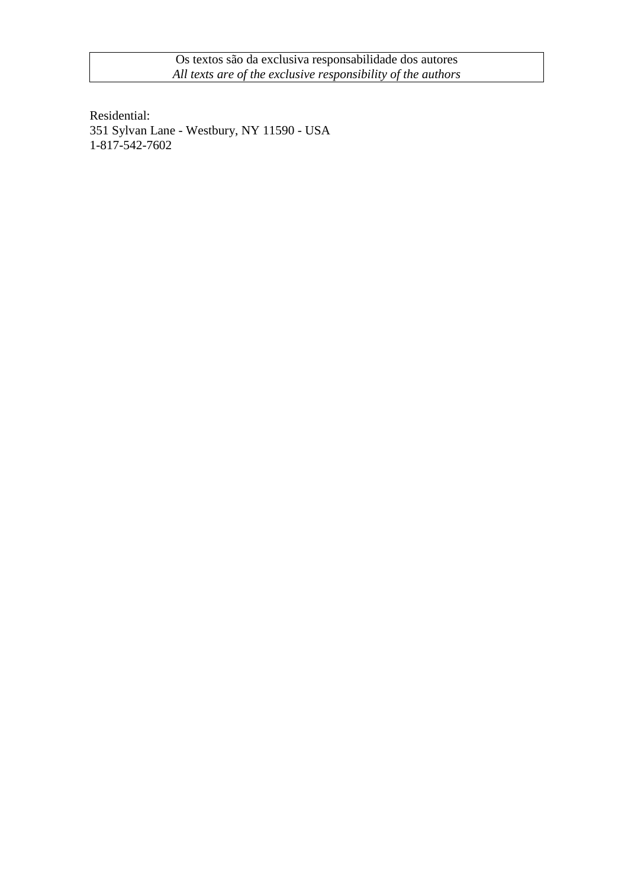| |
|---|
| Os textos são da exclusiva responsabilidade dos autores<br>*All texts are of the exclusive responsibility of the authors* |

Residential:
351 Sylvan Lane - Westbury, NY 11590 - USA
1-817-542-7602